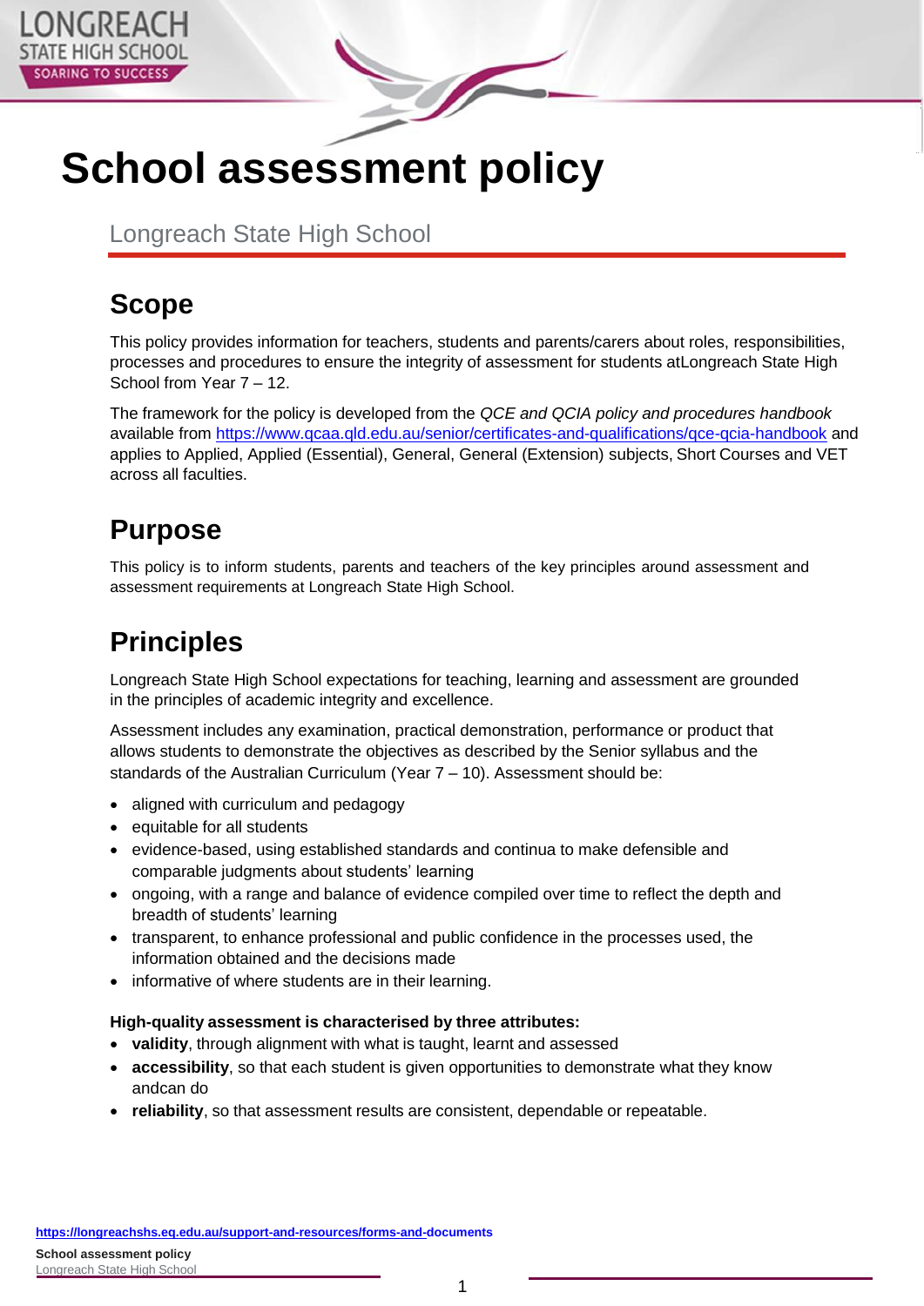# School assessment policy

Longreach State High School

## Scope

This policy provides information for teachers, students and parents/carers about roles, responsibilities, processes and procedures to ensure the integrity of assessment for students atLongreach State High School from Year 7 – 12.

The framework for the policy is developed from the *QCE and QCIA policy and procedures handbook* available from https://www.qcaa.qld.edu.au/senior/certificates-and-qualifications/qce-qcia-handbook and applies to Applied, Applied (Essential), General, General (Extension) subjects, Short Courses and VET across all faculties.

## Purpose

This policy is to inform students, parents and teachers of the key principles around assessment and assessment requirements at Longreach State High School.

## Principles

Longreach State High School expectations for teaching, learning and assessment are grounded in the principles of academic integrity and excellence.

Assessment includes any examination, practical demonstration, performance or product that allows students to demonstrate the objectives as described by the Senior syllabus and the standards of the Australian Curriculum (Year 7 – 10). Assessment should be:

- aligned with curriculum and pedagogy
- equitable for all students
- evidence-based, using established standards and continua to make defensible and comparable judgments about students' learning
- ongoing, with a range and balance of evidence compiled over time to reflect the depth and breadth of students' learning
- transparent, to enhance professional and public confidence in the processes used, the information obtained and the decisions made
- informative of where students are in their learning.

**High-quality assessment is characterised by three attributes:**

- **validity**, through alignment with what is taught, learnt and assessed
- **accessibility**, so that each student is given opportunities to demonstrate what they know andcan do
- **reliability**, so that assessment results are consistent, dependable or repeatable.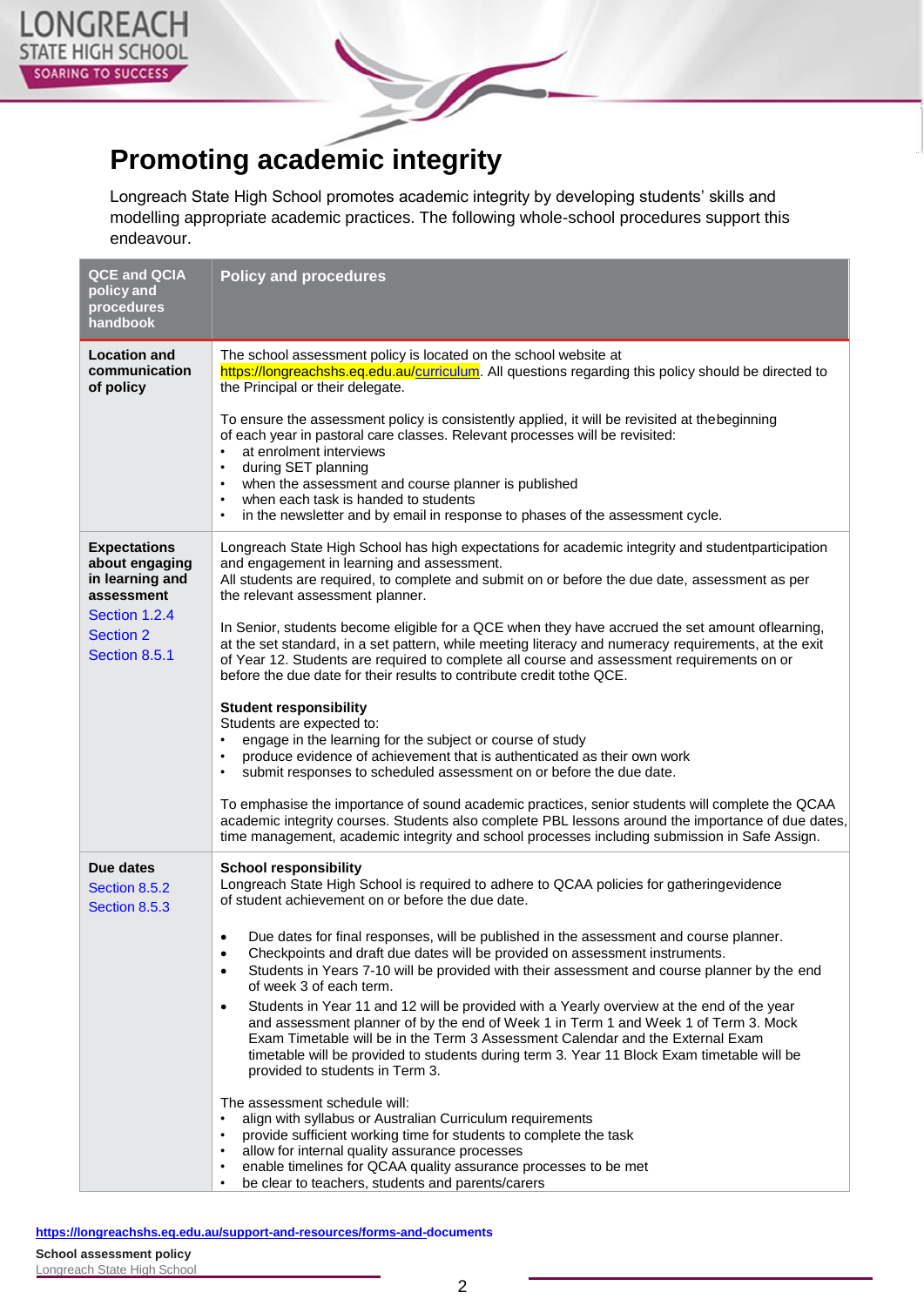# Promoting academic integrity

Longreach State High School promotes academic integrity by developing students' skills and modelling appropriate academic practices. The following whole-school procedures support this endeavour.

| QCE and QCIA policy and procedures handbook | Policy and procedures |
|---|---|
| **Location and communication of policy** | The school assessment policy is located on the school website at https://longreachshs.eq.edu.au/curriculum. All questions regarding this policy should be directed to the Principal or their delegate.<br><br>To ensure the assessment policy is consistently applied, it will be revisited at thebeginning of each year in pastoral care classes. Relevant processes will be revisited:<br>• at enrolment interviews<br>• during SET planning<br>• when the assessment and course planner is published<br>• when each task is handed to students<br>• in the newsletter and by email in response to phases of the assessment cycle. |
| **Expectations about engaging in learning and assessment**<br>Section 1.2.4<br>Section 2<br>Section 8.5.1 | Longreach State High School has high expectations for academic integrity and studentparticipation and engagement in learning and assessment.<br>All students are required, to complete and submit on or before the due date, assessment as per the relevant assessment planner.<br><br>In Senior, students become eligible for a QCE when they have accrued the set amount oflearning, at the set standard, in a set pattern, while meeting literacy and numeracy requirements, at the exit of Year 12. Students are required to complete all course and assessment requirements on or before the due date for their results to contribute credit tothe QCE.<br><br>**Student responsibility**<br>Students are expected to:<br>• engage in the learning for the subject or course of study<br>• produce evidence of achievement that is authenticated as their own work<br>• submit responses to scheduled assessment on or before the due date.<br><br>To emphasise the importance of sound academic practices, senior students will complete the QCAA academic integrity courses. Students also complete PBL lessons around the importance of due dates, time management, academic integrity and school processes including submission in Safe Assign. |
| **Due dates**<br>Section 8.5.2<br>Section 8.5.3 | **School responsibility**<br>Longreach State High School is required to adhere to QCAA policies for gatheringevidence of student achievement on or before the due date.<br><br>• Due dates for final responses, will be published in the assessment and course planner.<br>• Checkpoints and draft due dates will be provided on assessment instruments.<br>• Students in Years 7-10 will be provided with their assessment and course planner by the end of week 3 of each term.<br>• Students in Year 11 and 12 will be provided with a Yearly overview at the end of the year and assessment planner of by the end of Week 1 in Term 1 and Week 1 of Term 3. Mock Exam Timetable will be in the Term 3 Assessment Calendar and the External Exam timetable will be provided to students during term 3. Year 11 Block Exam timetable will be provided to students in Term 3.<br><br>The assessment schedule will:<br>• align with syllabus or Australian Curriculum requirements<br>• provide sufficient working time for students to complete the task<br>• allow for internal quality assurance processes<br>• enable timelines for QCAA quality assurance processes to be met<br>• be clear to teachers, students and parents/carers |

https://longreachshs.eq.edu.au/support-and-resources/forms-and-documents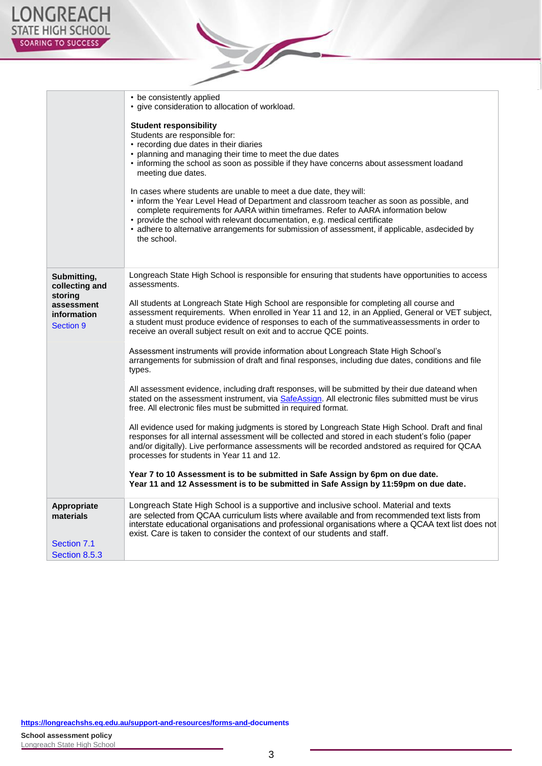| | |
|---|---|
| | • be consistently applied<br>• give consideration to allocation of workload.<br><br>**Student responsibility**<br>Students are responsible for:<br>• recording due dates in their diaries<br>• planning and managing their time to meet the due dates<br>• informing the school as soon as possible if they have concerns about assessment loadand meeting due dates.<br><br>In cases where students are unable to meet a due date, they will:<br>• inform the Year Level Head of Department and classroom teacher as soon as possible, and complete requirements for AARA within timeframes. Refer to AARA information below<br>• provide the school with relevant documentation, e.g. medical certificate<br>• adhere to alternative arrangements for submission of assessment, if applicable, asdecided by the school. |
| **Submitting, collecting and storing assessment information**<br>Section 9 | Longreach State High School is responsible for ensuring that students have opportunities to access assessments.<br><br>All students at Longreach State High School are responsible for completing all course and assessment requirements. When enrolled in Year 11 and 12, in an Applied, General or VET subject, a student must produce evidence of responses to each of the summativeassessments in order to receive an overall subject result on exit and to accrue QCE points.<br><br>Assessment instruments will provide information about Longreach State High School's arrangements for submission of draft and final responses, including due dates, conditions and file types.<br><br>All assessment evidence, including draft responses, will be submitted by their due dateand when stated on the assessment instrument, via SafeAssign. All electronic files submitted must be virus free. All electronic files must be submitted in required format.<br><br>All evidence used for making judgments is stored by Longreach State High School. Draft and final responses for all internal assessment will be collected and stored in each student's folio (paper and/or digitally). Live performance assessments will be recorded andstored as required for QCAA processes for students in Year 11 and 12.<br><br>**Year 7 to 10 Assessment is to be submitted in Safe Assign by 6pm on due date.**<br>**Year 11 and 12 Assessment is to be submitted in Safe Assign by 11:59pm on due date.** |
| **Appropriate materials**<br><br>Section 7.1<br>Section 8.5.3 | Longreach State High School is a supportive and inclusive school. Material and texts are selected from QCAA curriculum lists where available and from recommended text lists from interstate educational organisations and professional organisations where a QCAA text list does not exist. Care is taken to consider the context of our students and staff. |

**https://longreachshs.eq.edu.au/support-and-resources/forms-and-documents**

**School assessment policy**
Longreach State High School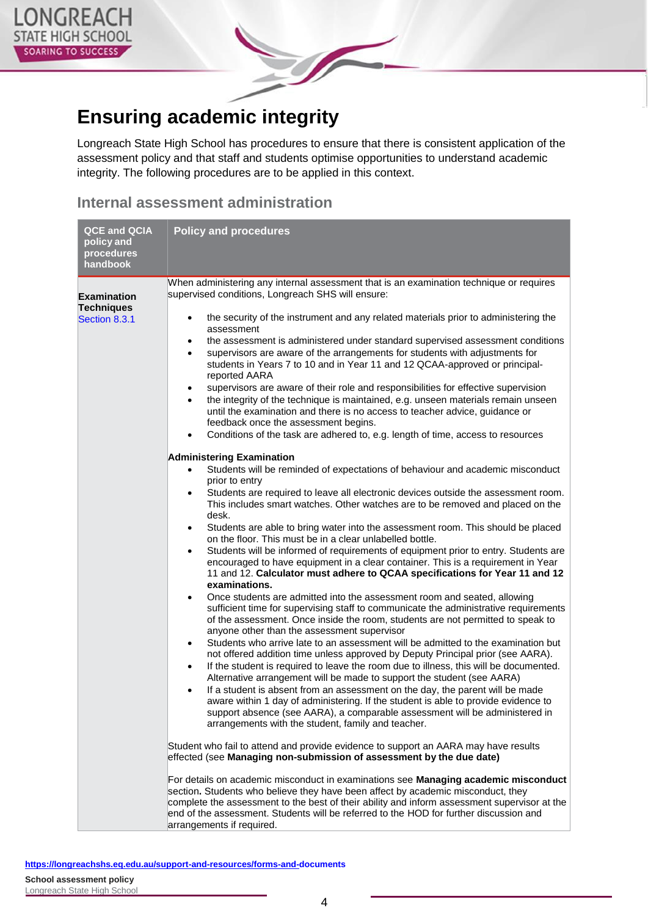# Ensuring academic integrity

Longreach State High School has procedures to ensure that there is consistent application of the assessment policy and that staff and students optimise opportunities to understand academic integrity. The following procedures are to be applied in this context.

## Internal assessment administration

| QCE and QCIA policy and procedures handbook | Policy and procedures |
|---|---|
| **Examination Techniques** Section 8.3.1 | When administering any internal assessment that is an examination technique or requires supervised conditions, Longreach SHS will ensure:<br><br>• the security of the instrument and any related materials prior to administering the assessment<br>• the assessment is administered under standard supervised assessment conditions<br>• supervisors are aware of the arrangements for students with adjustments for students in Years 7 to 10 and in Year 11 and 12 QCAA-approved or principal-reported AARA<br>• supervisors are aware of their role and responsibilities for effective supervision<br>• the integrity of the technique is maintained, e.g. unseen materials remain unseen until the examination and there is no access to teacher advice, guidance or feedback once the assessment begins.<br>• Conditions of the task are adhered to, e.g. length of time, access to resources<br><br>**Administering Examination**<br>• Students will be reminded of expectations of behaviour and academic misconduct prior to entry<br>• Students are required to leave all electronic devices outside the assessment room. This includes smart watches. Other watches are to be removed and placed on the desk.<br>• Students are able to bring water into the assessment room. This should be placed on the floor. This must be in a clear unlabelled bottle.<br>• Students will be informed of requirements of equipment prior to entry. Students are encouraged to have equipment in a clear container. This is a requirement in Year 11 and 12. **Calculator must adhere to QCAA specifications for Year 11 and 12 examinations.**<br>• Once students are admitted into the assessment room and seated, allowing sufficient time for supervising staff to communicate the administrative requirements of the assessment. Once inside the room, students are not permitted to speak to anyone other than the assessment supervisor<br>• Students who arrive late to an assessment will be admitted to the examination but not offered addition time unless approved by Deputy Principal prior (see AARA).<br>• If the student is required to leave the room due to illness, this will be documented. Alternative arrangement will be made to support the student (see AARA)<br>• If a student is absent from an assessment on the day, the parent will be made aware within 1 day of administering. If the student is able to provide evidence to support absence (see AARA), a comparable assessment will be administered in arrangements with the student, family and teacher.<br><br>Student who fail to attend and provide evidence to support an AARA may have results effected (see **Managing non-submission of assessment by the due date)**<br><br>For details on academic misconduct in examinations see **Managing academic misconduct** section**.** Students who believe they have been affect by academic misconduct, they complete the assessment to the best of their ability and inform assessment supervisor at the end of the assessment. Students will be referred to the HOD for further discussion and arrangements if required. |

https://longreachshs.eq.edu.au/support-and-resources/forms-and-documents

**School assessment policy**
Longreach State High School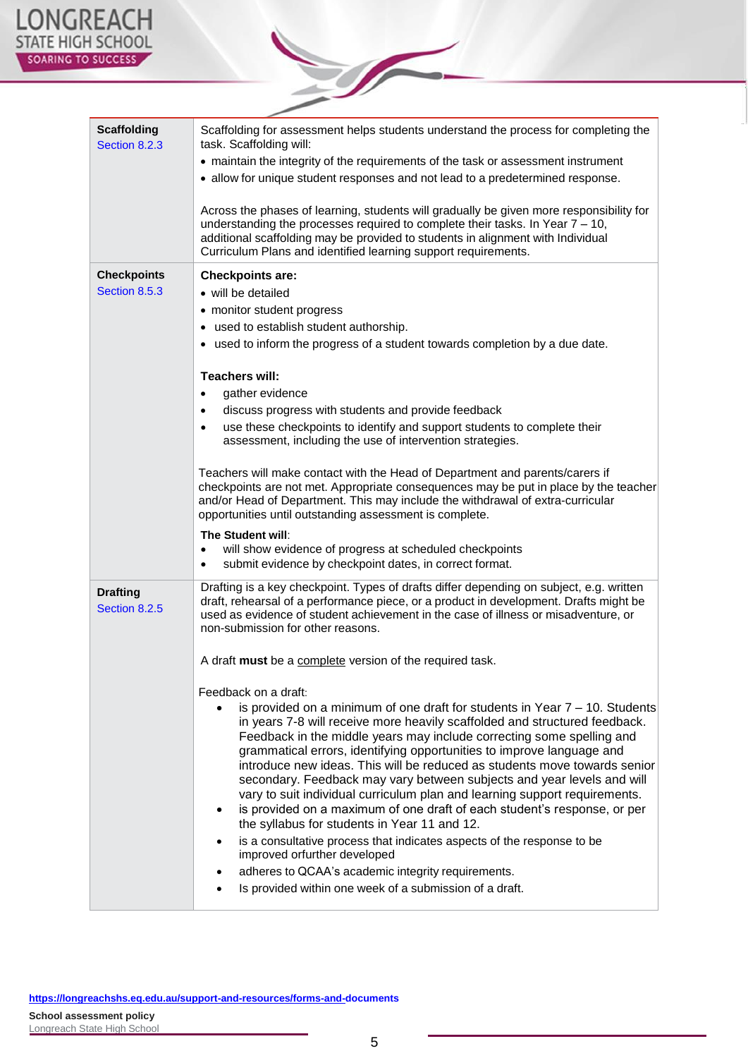| | |
|---|---|
| **Scaffolding** Section 8.2.3 | Scaffolding for assessment helps students understand the process for completing the task. Scaffolding will:<br>• maintain the integrity of the requirements of the task or assessment instrument<br>• allow for unique student responses and not lead to a predetermined response.<br><br>Across the phases of learning, students will gradually be given more responsibility for understanding the processes required to complete their tasks. In Year 7 – 10, additional scaffolding may be provided to students in alignment with Individual Curriculum Plans and identified learning support requirements. |
| **Checkpoints** Section 8.5.3 | **Checkpoints are:**<br>• will be detailed<br>• monitor student progress<br>• used to establish student authorship.<br>• used to inform the progress of a student towards completion by a due date.<br><br>**Teachers will:**<br>• gather evidence<br>• discuss progress with students and provide feedback<br>• use these checkpoints to identify and support students to complete their assessment, including the use of intervention strategies.<br><br>Teachers will make contact with the Head of Department and parents/carers if checkpoints are not met. Appropriate consequences may be put in place by the teacher and/or Head of Department. This may include the withdrawal of extra-curricular opportunities until outstanding assessment is complete.<br><br>**The Student will**:<br>• will show evidence of progress at scheduled checkpoints<br>• submit evidence by checkpoint dates, in correct format. |
| **Drafting** Section 8.2.5 | Drafting is a key checkpoint. Types of drafts differ depending on subject, e.g. written draft, rehearsal of a performance piece, or a product in development. Drafts might be used as evidence of student achievement in the case of illness or misadventure, or non-submission for other reasons.<br><br>A draft **must** be a complete version of the required task.<br><br>Feedback on a draft:<br>• is provided on a minimum of one draft for students in Year 7 – 10. Students in years 7-8 will receive more heavily scaffolded and structured feedback. Feedback in the middle years may include correcting some spelling and grammatical errors, identifying opportunities to improve language and introduce new ideas. This will be reduced as students move towards senior secondary. Feedback may vary between subjects and year levels and will vary to suit individual curriculum plan and learning support requirements.<br>• is provided on a maximum of one draft of each student's response, or per the syllabus for students in Year 11 and 12.<br>• is a consultative process that indicates aspects of the response to be improved orfurther developed<br>• adheres to QCAA's academic integrity requirements.<br>• Is provided within one week of a submission of a draft. |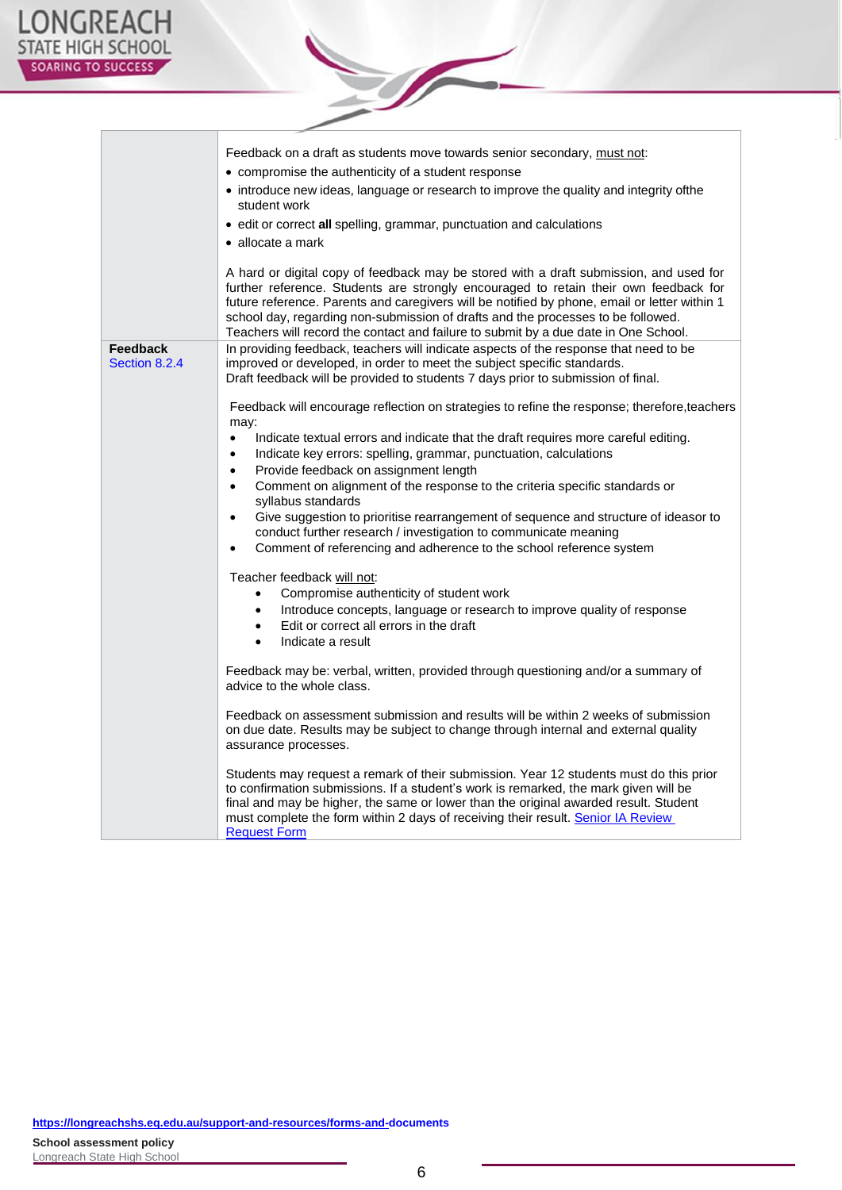| | |
|---|---|
| | Feedback on a draft as students move towards senior secondary, <u>must not</u>:<br>• compromise the authenticity of a student response<br>• introduce new ideas, language or research to improve the quality and integrity ofthe student work<br>• edit or correct **all** spelling, grammar, punctuation and calculations<br>• allocate a mark<br><br>A hard or digital copy of feedback may be stored with a draft submission, and used for further reference. Students are strongly encouraged to retain their own feedback for future reference. Parents and caregivers will be notified by phone, email or letter within 1 school day, regarding non-submission of drafts and the processes to be followed. Teachers will record the contact and failure to submit by a due date in One School. |
| **Feedback**<br>Section 8.2.4 | In providing feedback, teachers will indicate aspects of the response that need to be improved or developed, in order to meet the subject specific standards.<br>Draft feedback will be provided to students 7 days prior to submission of final.<br><br>Feedback will encourage reflection on strategies to refine the response; therefore,teachers may:<br>• Indicate textual errors and indicate that the draft requires more careful editing.<br>• Indicate key errors: spelling, grammar, punctuation, calculations<br>• Provide feedback on assignment length<br>• Comment on alignment of the response to the criteria specific standards or syllabus standards<br>• Give suggestion to prioritise rearrangement of sequence and structure of ideasor to conduct further research / investigation to communicate meaning<br>• Comment of referencing and adherence to the school reference system<br><br>Teacher feedback <u>will not</u>:<br>• Compromise authenticity of student work<br>• Introduce concepts, language or research to improve quality of response<br>• Edit or correct all errors in the draft<br>• Indicate a result<br><br>Feedback may be: verbal, written, provided through questioning and/or a summary of advice to the whole class.<br><br>Feedback on assessment submission and results will be within 2 weeks of submission on due date. Results may be subject to change through internal and external quality assurance processes.<br><br>Students may request a remark of their submission. Year 12 students must do this prior to confirmation submissions. If a student's work is remarked, the mark given will be final and may be higher, the same or lower than the original awarded result. Student must complete the form within 2 days of receiving their result. [Senior IA Review Request Form] |

https://longreachshs.eq.edu.au/support-and-resources/forms-and-documents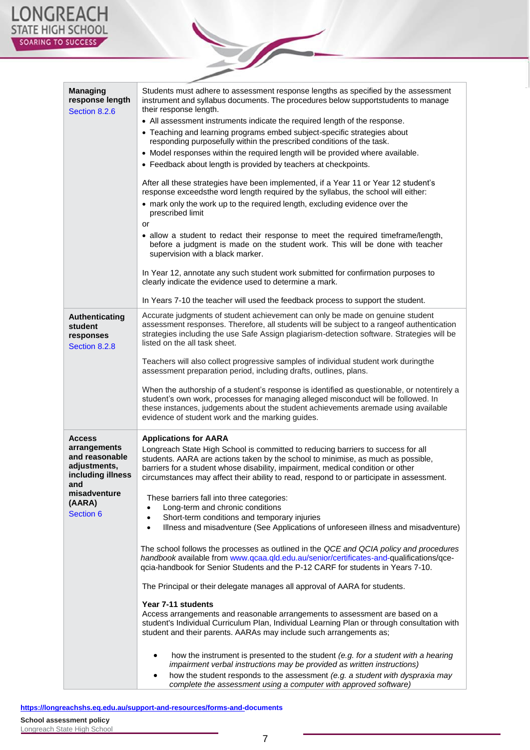| | |
|---|---|
| **Managing response length** Section 8.2.6 | Students must adhere to assessment response lengths as specified by the assessment instrument and syllabus documents. The procedures below supportstudents to manage their response length.<br>• All assessment instruments indicate the required length of the response.<br>• Teaching and learning programs embed subject-specific strategies about responding purposefully within the prescribed conditions of the task.<br>• Model responses within the required length will be provided where available.<br>• Feedback about length is provided by teachers at checkpoints.<br><br>After all these strategies have been implemented, if a Year 11 or Year 12 student's response exceedsthe word length required by the syllabus, the school will either:<br>• mark only the work up to the required length, excluding evidence over the prescribed limit<br>or<br>• allow a student to redact their response to meet the required timeframe/length, before a judgment is made on the student work. This will be done with teacher supervision with a black marker.<br><br>In Year 12, annotate any such student work submitted for confirmation purposes to clearly indicate the evidence used to determine a mark.<br><br>In Years 7-10 the teacher will used the feedback process to support the student. |
| **Authenticating student responses** Section 8.2.8 | Accurate judgments of student achievement can only be made on genuine student assessment responses. Therefore, all students will be subject to a rangeof authentication strategies including the use Safe Assign plagiarism-detection software. Strategies will be listed on the all task sheet.<br><br>Teachers will also collect progressive samples of individual student work duringthe assessment preparation period, including drafts, outlines, plans.<br><br>When the authorship of a student's response is identified as questionable, or notentirely a student's own work, processes for managing alleged misconduct will be followed. In these instances, judgements about the student achievements aremade using available evidence of student work and the marking guides. |
| **Access arrangements and reasonable adjustments, including illness and misadventure (AARA)** Section 6 | **Applications for AARA**<br>Longreach State High School is committed to reducing barriers to success for all students. AARA are actions taken by the school to minimise, as much as possible, barriers for a student whose disability, impairment, medical condition or other circumstances may affect their ability to read, respond to or participate in assessment.<br><br>These barriers fall into three categories:<br>• Long-term and chronic conditions<br>• Short-term conditions and temporary injuries<br>• Illness and misadventure (See Applications of unforeseen illness and misadventure)<br><br>The school follows the processes as outlined in the *QCE and QCIA policy and procedures handbook* available from www.qcaa.qld.edu.au/senior/certificates-and-qualifications/qce-qcia-handbook for Senior Students and the P-12 CARF for students in Years 7-10.<br><br>The Principal or their delegate manages all approval of AARA for students.<br><br>**Year 7-11 students**<br>Access arrangements and reasonable arrangements to assessment are based on a student's Individual Curriculum Plan, Individual Learning Plan or through consultation with student and their parents. AARAs may include such arrangements as;<br><br>• how the instrument is presented to the student *(e.g. for a student with a hearing impairment verbal instructions may be provided as written instructions)*<br>• how the student responds to the assessment *(e.g. a student with dyspraxia may complete the assessment using a computer with approved software)* |

https://longreachshs.eq.edu.au/support-and-resources/forms-and-documents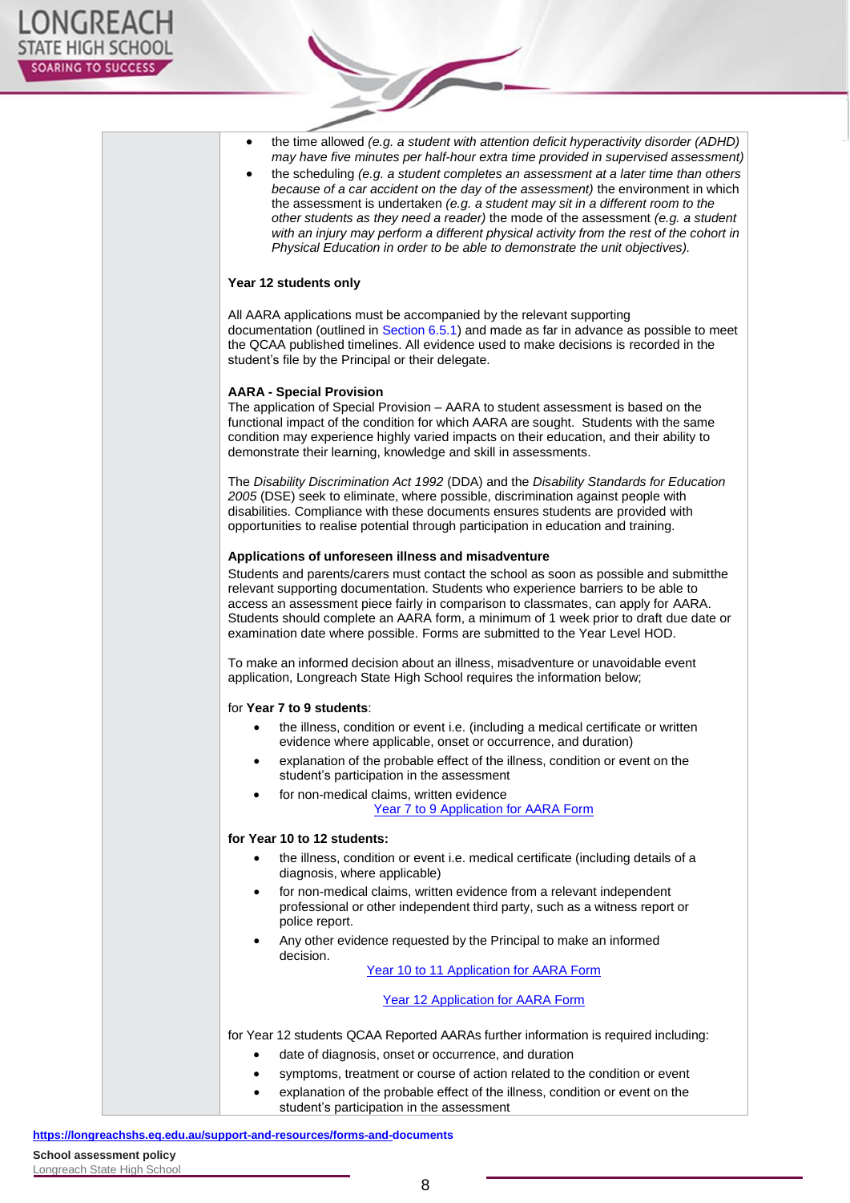- the time allowed *(e.g. a student with attention deficit hyperactivity disorder (ADHD) may have five minutes per half-hour extra time provided in supervised assessment)*
- the scheduling *(e.g. a student completes an assessment at a later time than others because of a car accident on the day of the assessment)* the environment in which the assessment is undertaken *(e.g. a student may sit in a different room to the other students as they need a reader)* the mode of the assessment *(e.g. a student with an injury may perform a different physical activity from the rest of the cohort in Physical Education in order to be able to demonstrate the unit objectives).*

**Year 12 students only**

All AARA applications must be accompanied by the relevant supporting documentation (outlined in Section 6.5.1) and made as far in advance as possible to meet the QCAA published timelines. All evidence used to make decisions is recorded in the student's file by the Principal or their delegate.

**AARA - Special Provision**

The application of Special Provision – AARA to student assessment is based on the functional impact of the condition for which AARA are sought. Students with the same condition may experience highly varied impacts on their education, and their ability to demonstrate their learning, knowledge and skill in assessments.

The *Disability Discrimination Act 1992* (DDA) and the *Disability Standards for Education 2005* (DSE) seek to eliminate, where possible, discrimination against people with disabilities. Compliance with these documents ensures students are provided with opportunities to realise potential through participation in education and training.

**Applications of unforeseen illness and misadventure**

Students and parents/carers must contact the school as soon as possible and submitthe relevant supporting documentation. Students who experience barriers to be able to access an assessment piece fairly in comparison to classmates, can apply for AARA. Students should complete an AARA form, a minimum of 1 week prior to draft due date or examination date where possible. Forms are submitted to the Year Level HOD.

To make an informed decision about an illness, misadventure or unavoidable event application, Longreach State High School requires the information below;

for **Year 7 to 9 students**:

- the illness, condition or event i.e. (including a medical certificate or written evidence where applicable, onset or occurrence, and duration)
- explanation of the probable effect of the illness, condition or event on the student's participation in the assessment
- for non-medical claims, written evidence

Year 7 to 9 Application for AARA Form

**for Year 10 to 12 students:**

- the illness, condition or event i.e. medical certificate (including details of a diagnosis, where applicable)
- for non-medical claims, written evidence from a relevant independent professional or other independent third party, such as a witness report or police report.
- Any other evidence requested by the Principal to make an informed decision.

Year 10 to 11 Application for AARA Form

Year 12 Application for AARA Form

for Year 12 students QCAA Reported AARAs further information is required including:

- date of diagnosis, onset or occurrence, and duration
- symptoms, treatment or course of action related to the condition or event
- explanation of the probable effect of the illness, condition or event on the student's participation in the assessment

**https://longreachshs.eq.edu.au/support-and-resources/forms-and-documents**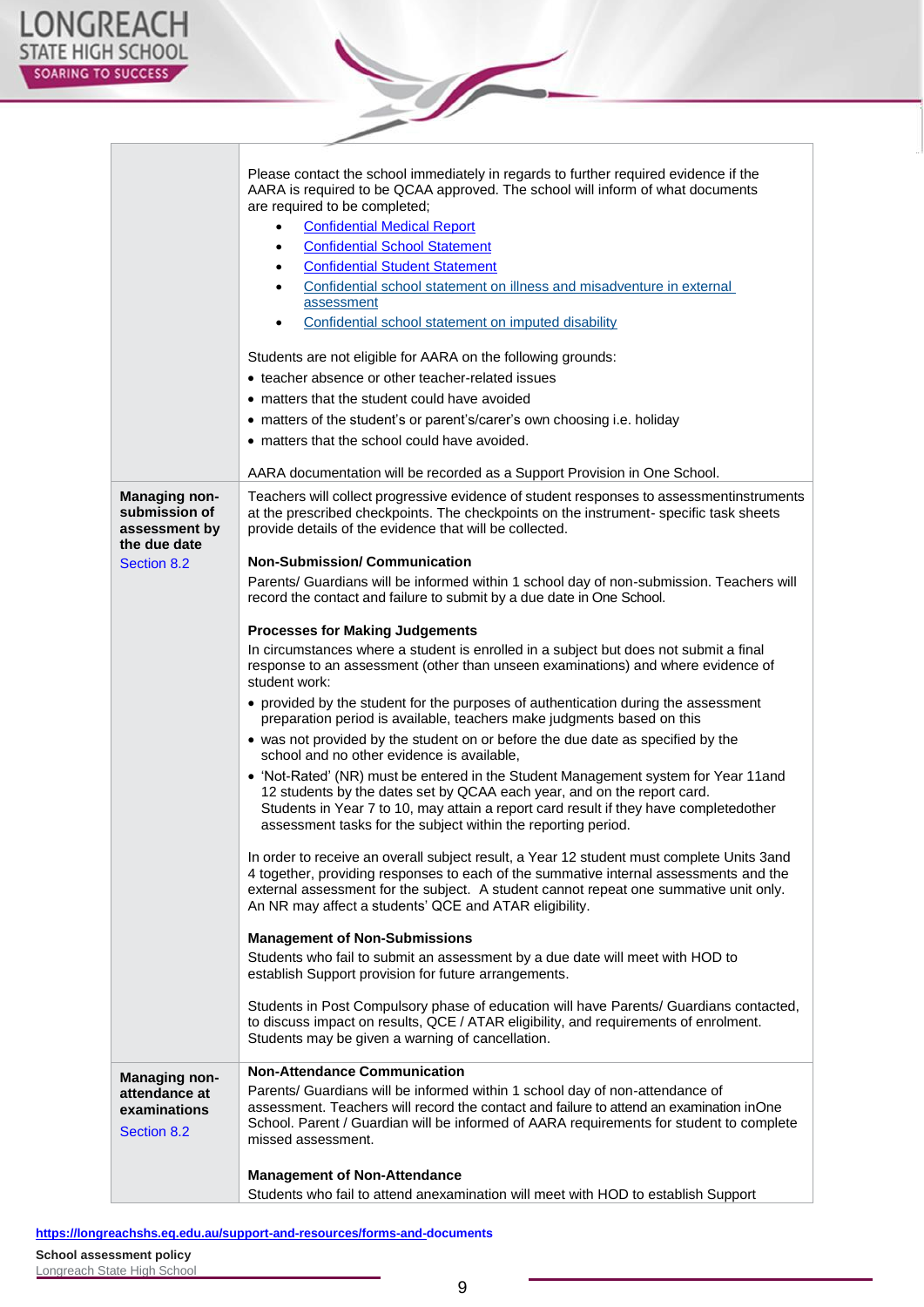| | |
|---|---|
| | Please contact the school immediately in regards to further required evidence if the AARA is required to be QCAA approved. The school will inform of what documents are required to be completed;<br>• Confidential Medical Report<br>• Confidential School Statement<br>• Confidential Student Statement<br>• Confidential school statement on illness and misadventure in external assessment<br>• Confidential school statement on imputed disability<br><br>Students are not eligible for AARA on the following grounds:<br>• teacher absence or other teacher-related issues<br>• matters that the student could have avoided<br>• matters of the student's or parent's/carer's own choosing i.e. holiday<br>• matters that the school could have avoided.<br><br>AARA documentation will be recorded as a Support Provision in One School. |
| **Managing non-submission of assessment by the due date**<br>Section 8.2 | Teachers will collect progressive evidence of student responses to assessmentinstruments at the prescribed checkpoints. The checkpoints on the instrument- specific task sheets provide details of the evidence that will be collected.<br><br>**Non-Submission/ Communication**<br>Parents/ Guardians will be informed within 1 school day of non-submission. Teachers will record the contact and failure to submit by a due date in One School.<br><br>**Processes for Making Judgements**<br>In circumstances where a student is enrolled in a subject but does not submit a final response to an assessment (other than unseen examinations) and where evidence of student work:<br>• provided by the student for the purposes of authentication during the assessment preparation period is available, teachers make judgments based on this<br>• was not provided by the student on or before the due date as specified by the school and no other evidence is available,<br>• 'Not-Rated' (NR) must be entered in the Student Management system for Year 11and 12 students by the dates set by QCAA each year, and on the report card. Students in Year 7 to 10, may attain a report card result if they have completedother assessment tasks for the subject within the reporting period.<br><br>In order to receive an overall subject result, a Year 12 student must complete Units 3and 4 together, providing responses to each of the summative internal assessments and the external assessment for the subject. A student cannot repeat one summative unit only. An NR may affect a students' QCE and ATAR eligibility.<br><br>**Management of Non-Submissions**<br>Students who fail to submit an assessment by a due date will meet with HOD to establish Support provision for future arrangements.<br><br>Students in Post Compulsory phase of education will have Parents/ Guardians contacted, to discuss impact on results, QCE / ATAR eligibility, and requirements of enrolment. Students may be given a warning of cancellation. |
| **Managing non-attendance at examinations**<br>Section 8.2 | **Non-Attendance Communication**<br>Parents/ Guardians will be informed within 1 school day of non-attendance of assessment. Teachers will record the contact and failure to attend an examination inOne School. Parent / Guardian will be informed of AARA requirements for student to complete missed assessment.<br><br>**Management of Non-Attendance**<br>Students who fail to attend anexamination will meet with HOD to establish Support |

https://longreachshs.eq.edu.au/support-and-resources/forms-and-documents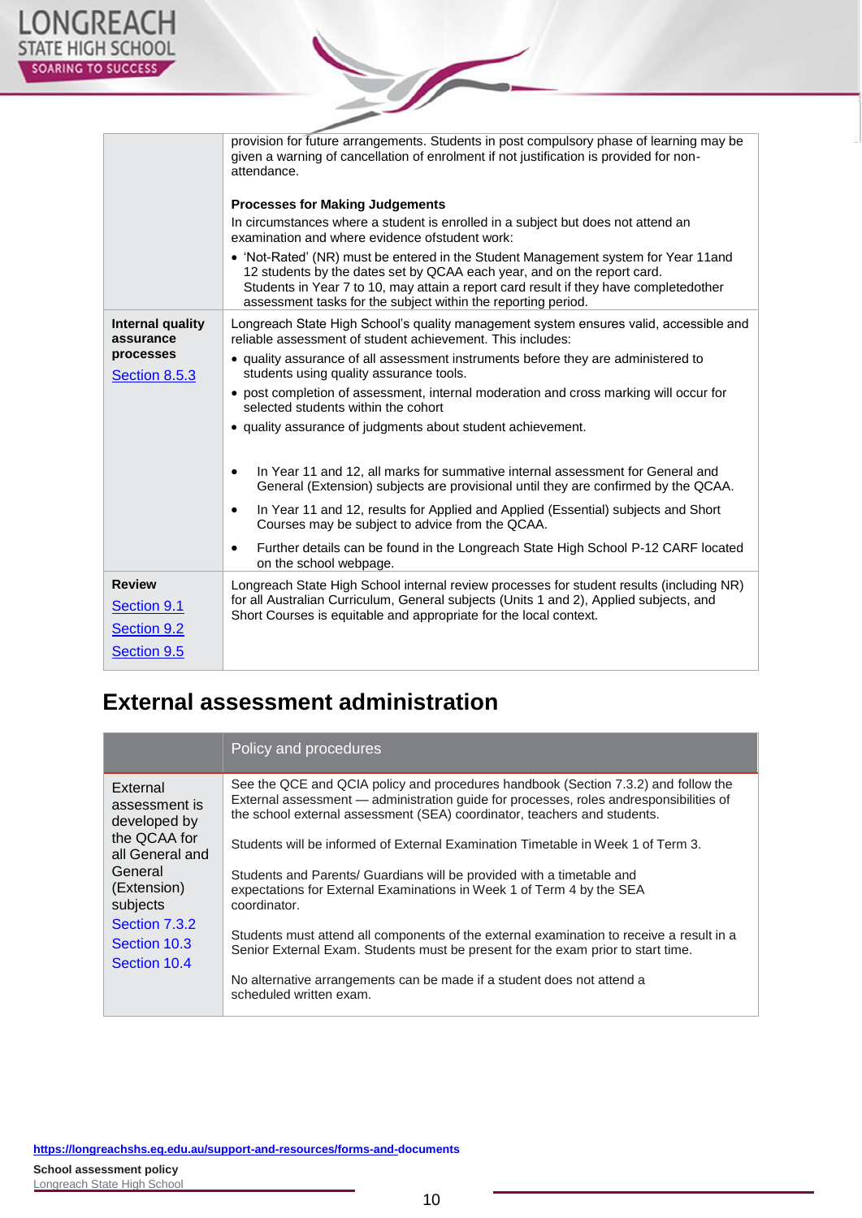| | |
|---|---|
| | provision for future arrangements. Students in post compulsory phase of learning may be given a warning of cancellation of enrolment if not justification is provided for non-attendance.<br><br>**Processes for Making Judgements**<br>In circumstances where a student is enrolled in a subject but does not attend an examination and where evidence ofstudent work:<br>• 'Not-Rated' (NR) must be entered in the Student Management system for Year 11and 12 students by the dates set by QCAA each year, and on the report card. Students in Year 7 to 10, may attain a report card result if they have completedother assessment tasks for the subject within the reporting period. |
| **Internal quality assurance processes**<br>Section 8.5.3 | Longreach State High School's quality management system ensures valid, accessible and reliable assessment of student achievement. This includes:<br>• quality assurance of all assessment instruments before they are administered to students using quality assurance tools.<br>• post completion of assessment, internal moderation and cross marking will occur for selected students within the cohort<br>• quality assurance of judgments about student achievement.<br><br>• In Year 11 and 12, all marks for summative internal assessment for General and General (Extension) subjects are provisional until they are confirmed by the QCAA.<br>• In Year 11 and 12, results for Applied and Applied (Essential) subjects and Short Courses may be subject to advice from the QCAA.<br>• Further details can be found in the Longreach State High School P-12 CARF located on the school webpage. |
| **Review**<br>Section 9.1<br>Section 9.2<br>Section 9.5 | Longreach State High School internal review processes for student results (including NR) for all Australian Curriculum, General subjects (Units 1 and 2), Applied subjects, and Short Courses is equitable and appropriate for the local context. |

## External assessment administration

| | Policy and procedures |
|---|---|
| External assessment is developed by the QCAA for all General and General (Extension) subjects<br>Section 7.3.2<br>Section 10.3<br>Section 10.4 | See the QCE and QCIA policy and procedures handbook (Section 7.3.2) and follow the External assessment — administration guide for processes, roles andresponsibilities of the school external assessment (SEA) coordinator, teachers and students.<br><br>Students will be informed of External Examination Timetable in Week 1 of Term 3.<br><br>Students and Parents/ Guardians will be provided with a timetable and expectations for External Examinations in Week 1 of Term 4 by the SEA coordinator.<br><br>Students must attend all components of the external examination to receive a result in a Senior External Exam. Students must be present for the exam prior to start time.<br><br>No alternative arrangements can be made if a student does not attend a scheduled written exam. |

https://longreachshs.eq.edu.au/support-and-resources/forms-and-documents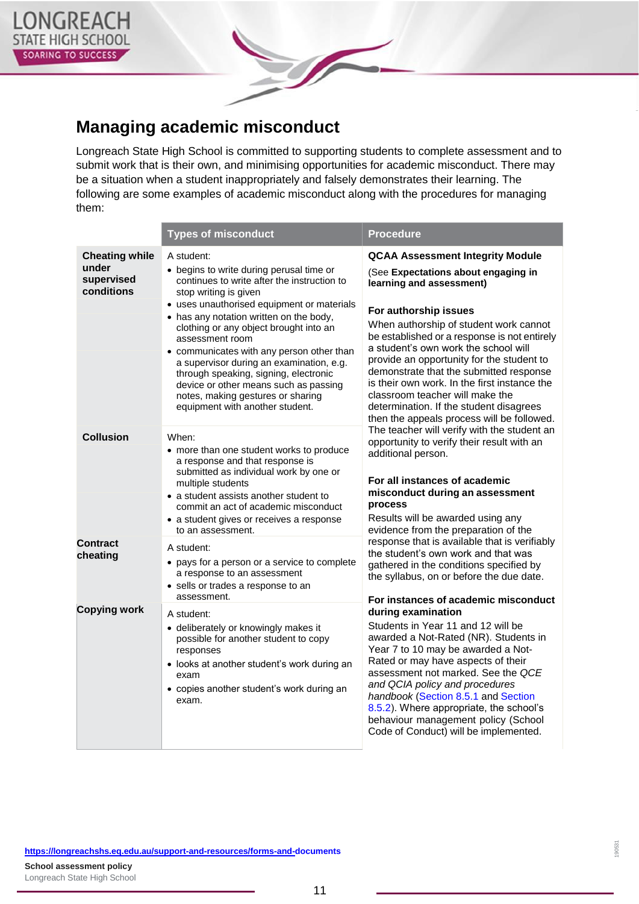## Managing academic misconduct

Longreach State High School is committed to supporting students to complete assessment and to submit work that is their own, and minimising opportunities for academic misconduct. There may be a situation when a student inappropriately and falsely demonstrates their learning. The following are some examples of academic misconduct along with the procedures for managing them:

| | Types of misconduct | Procedure |
|---|---|---|
| **Cheating while under supervised conditions** | A student:<br>• begins to write during perusal time or continues to write after the instruction to stop writing is given<br>• uses unauthorised equipment or materials<br>• has any notation written on the body, clothing or any object brought into an assessment room<br>• communicates with any person other than a supervisor during an examination, e.g. through speaking, signing, electronic device or other means such as passing notes, making gestures or sharing equipment with another student. | **QCAA Assessment Integrity Module**<br>(See **Expectations about engaging in learning and assessment)**<br><br>**For authorship issues**<br>When authorship of student work cannot be established or a response is not entirely a student's own work the school will provide an opportunity for the student to demonstrate that the submitted response is their own work. In the first instance the classroom teacher will make the determination. If the student disagrees then the appeals process will be followed. The teacher will verify with the student an opportunity to verify their result with an additional person.<br><br>**For all instances of academic misconduct during an assessment process**<br>Results will be awarded using any evidence from the preparation of the response that is available that is verifiably the student's own work and that was gathered in the conditions specified by the syllabus, on or before the due date.<br><br>**For instances of academic misconduct during examination**<br>Students in Year 11 and 12 will be awarded a Not-Rated (NR). Students in Year 7 to 10 may be awarded a Not-Rated or may have aspects of their assessment not marked. See the *QCE and QCIA policy and procedures handbook* (Section 8.5.1 and Section 8.5.2). Where appropriate, the school's behaviour management policy (School Code of Conduct) will be implemented. |
| **Collusion** | When:<br>• more than one student works to produce a response and that response is submitted as individual work by one or multiple students<br>• a student assists another student to commit an act of academic misconduct<br>• a student gives or receives a response to an assessment. | |
| **Contract cheating** | A student:<br>• pays for a person or a service to complete a response to an assessment<br>• sells or trades a response to an assessment. | |
| **Copying work** | A student:<br>• deliberately or knowingly makes it possible for another student to copy responses<br>• looks at another student's work during an exam<br>• copies another student's work during an exam. | |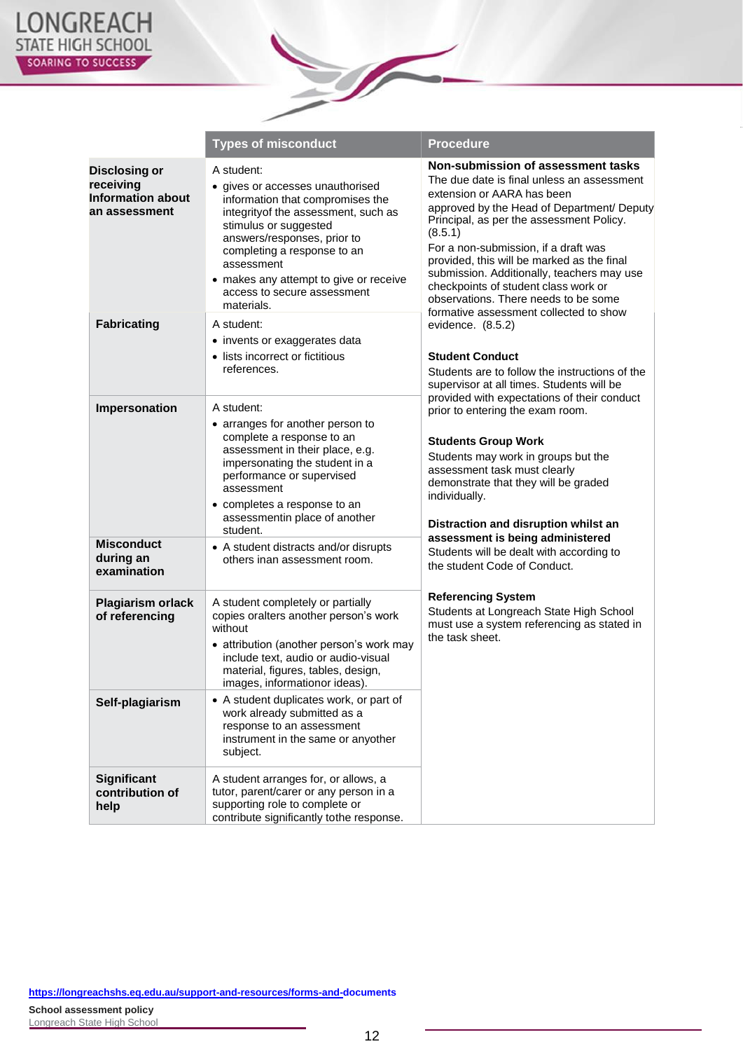| | Types of misconduct | Procedure |
|---|---|---|
| **Disclosing or receiving Information about an assessment** | A student:<br>• gives or accesses unauthorised information that compromises the integrityof the assessment, such as stimulus or suggested answers/responses, prior to completing a response to an assessment<br>• makes any attempt to give or receive access to secure assessment materials. | **Non-submission of assessment tasks**<br>The due date is final unless an assessment extension or AARA has been approved by the Head of Department/ Deputy Principal, as per the assessment Policy. (8.5.1)<br>For a non-submission, if a draft was provided, this will be marked as the final submission. Additionally, teachers may use checkpoints of student class work or observations. There needs to be some formative assessment collected to show evidence. (8.5.2)<br><br>**Student Conduct**<br>Students are to follow the instructions of the supervisor at all times. Students will be provided with expectations of their conduct prior to entering the exam room.<br><br>**Students Group Work**<br>Students may work in groups but the assessment task must clearly demonstrate that they will be graded individually.<br><br>**Distraction and disruption whilst an assessment is being administered**<br>Students will be dealt with according to the student Code of Conduct.<br><br>**Referencing System**<br>Students at Longreach State High School must use a system referencing as stated in the task sheet. |
| **Fabricating** | A student:<br>• invents or exaggerates data<br>• lists incorrect or fictitious references. | |
| **Impersonation** | A student:<br>• arranges for another person to complete a response to an assessment in their place, e.g. impersonating the student in a performance or supervised assessment<br>• completes a response to an assessmentin place of another student. | |
| **Misconduct during an examination** | • A student distracts and/or disrupts others inan assessment room. | |
| **Plagiarism orlack of referencing** | A student completely or partially copies oralters another person's work without<br>• attribution (another person's work may include text, audio or audio-visual material, figures, tables, design, images, informationor ideas). | |
| **Self-plagiarism** | • A student duplicates work, or part of work already submitted as a response to an assessment instrument in the same or anyother subject. | |
| **Significant contribution of help** | A student arranges for, or allows, a tutor, parent/carer or any person in a supporting role to complete or contribute significantly tothe response. | |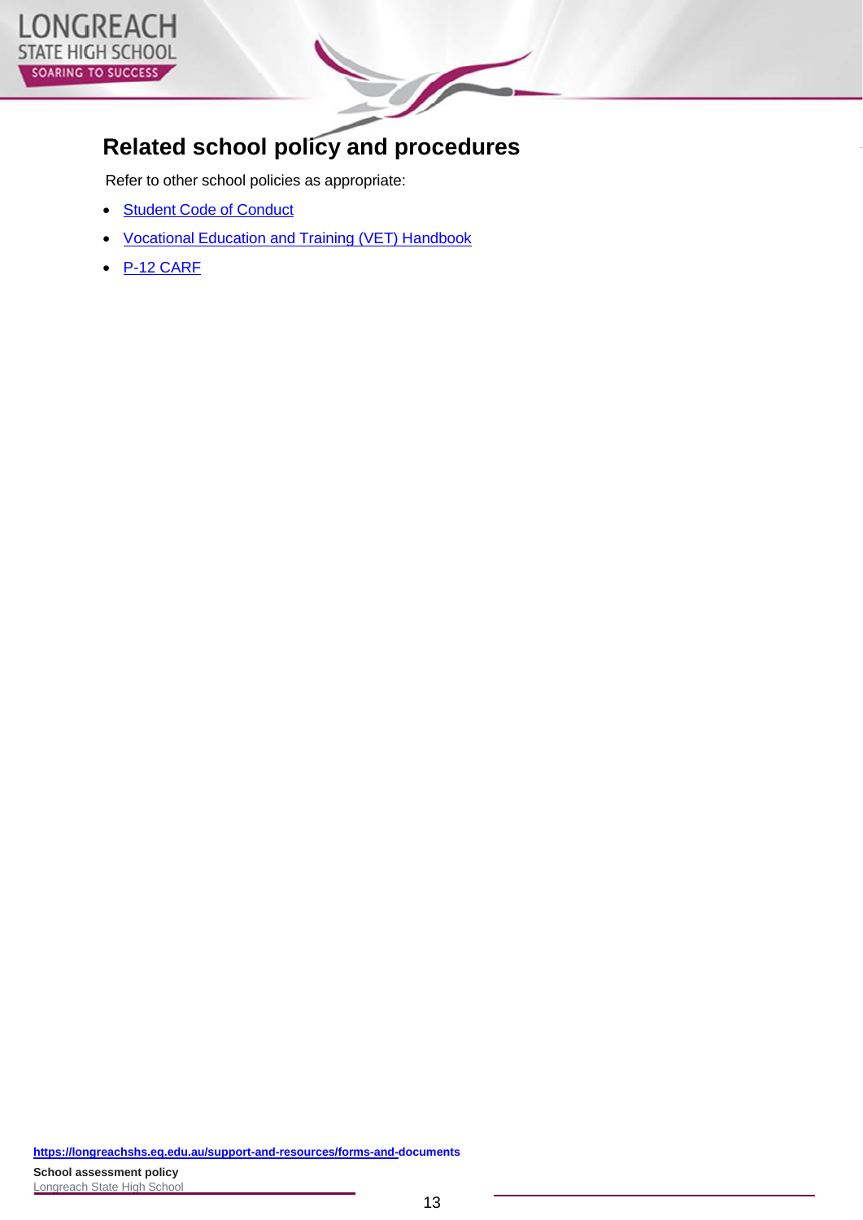## Related school policy and procedures

Refer to other school policies as appropriate:

- Student Code of Conduct
- Vocational Education and Training (VET) Handbook
- P-12 CARF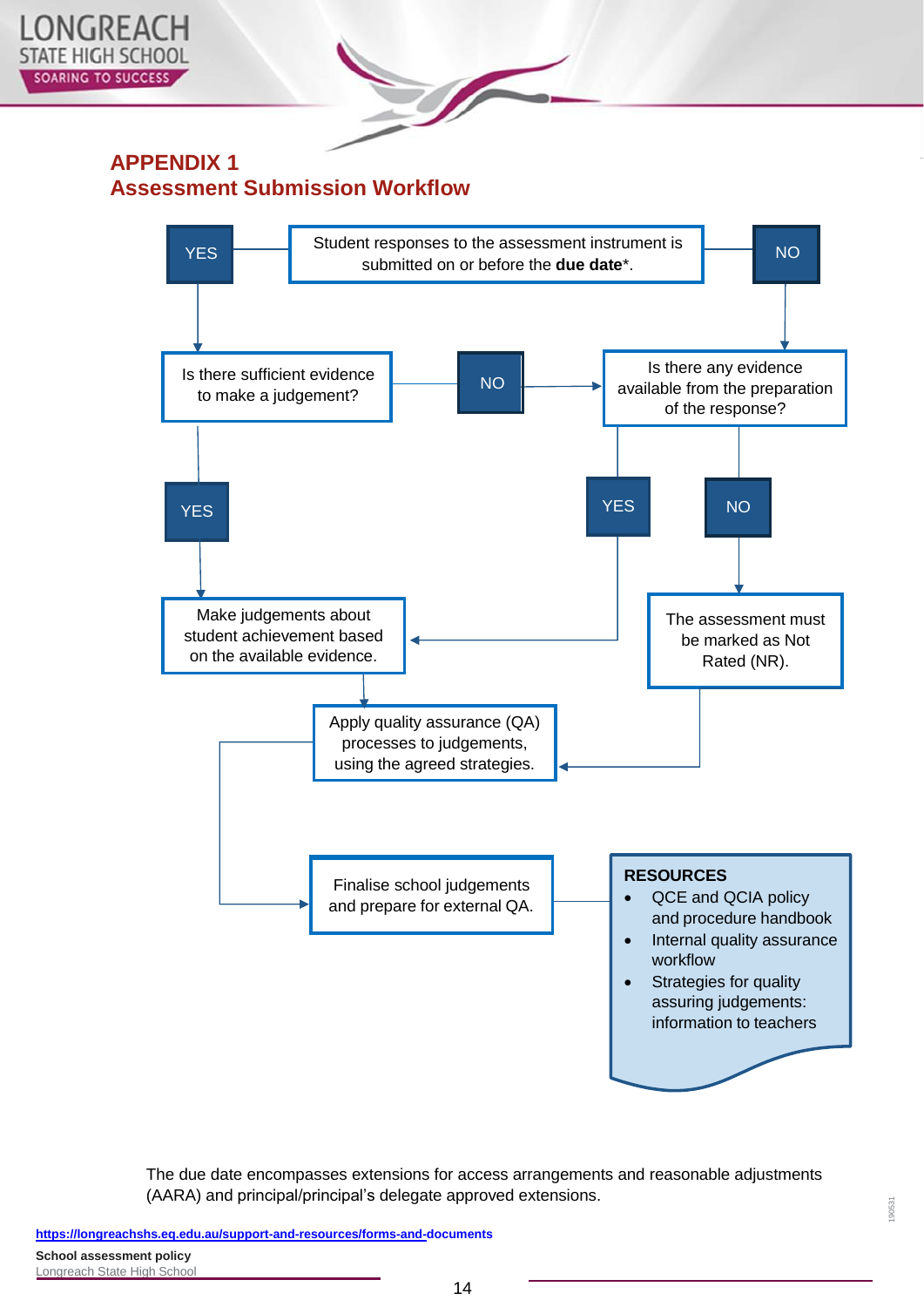# APPENDIX 1
## Assessment Submission Workflow

**Student responses to the assessment instrument is submitted on or before the due date*.**

- **YES** → Is there sufficient evidence to make a judgement?
  - **YES** → Make judgements about student achievement based on the available evidence.
  - **NO** → Is there any evidence available from the preparation of the response?
- **NO** → Is there any evidence available from the preparation of the response?
  - **YES** → Make judgements about student achievement based on the available evidence.
  - **NO** → The assessment must be marked as Not Rated (NR).

Make judgements about student achievement based on the available evidence. → Apply quality assurance (QA) processes to judgements, using the agreed strategies.

The assessment must be marked as Not Rated (NR). → Apply quality assurance (QA) processes to judgements, using the agreed strategies.

Apply quality assurance (QA) processes to judgements, using the agreed strategies. → Finalise school judgements and prepare for external QA.

**RESOURCES**

- QCE and QCIA policy and procedure handbook
- Internal quality assurance workflow
- Strategies for quality assuring judgements: information to teachers

The due date encompasses extensions for access arrangements and reasonable adjustments (AARA) and principal/principal's delegate approved extensions.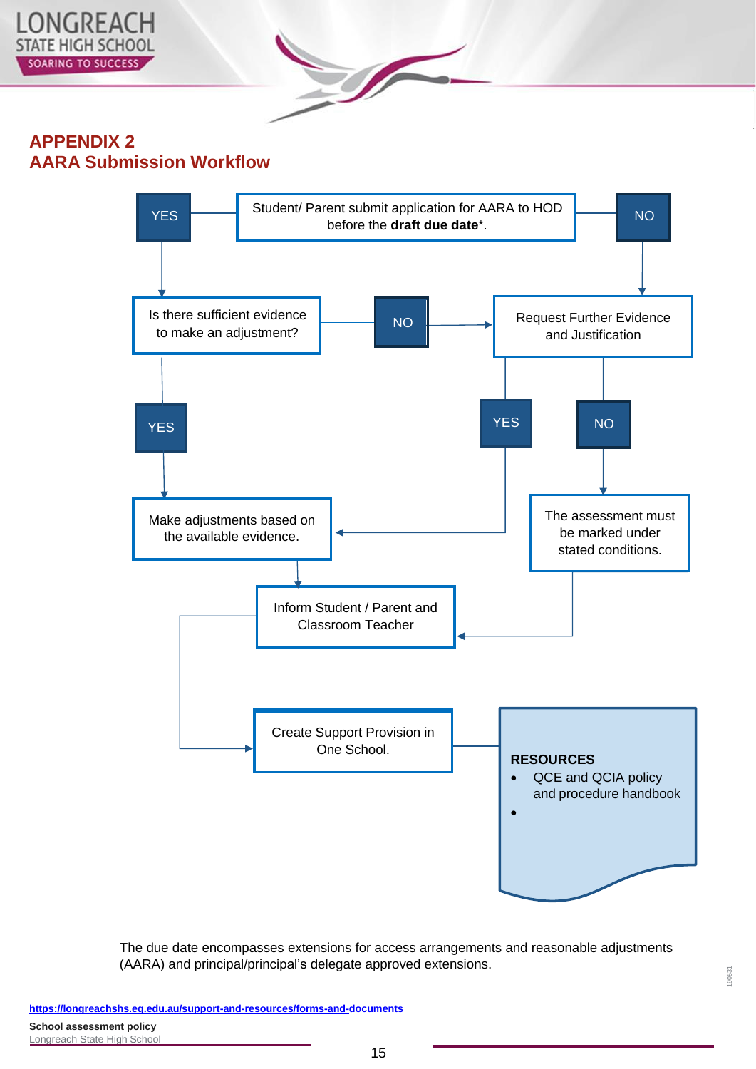# APPENDIX 2
# AARA Submission Workflow

Student/ Parent submit application for AARA to HOD before the **draft due date***.

YES

NO

Is there sufficient evidence to make an adjustment?

NO

Request Further Evidence and Justification

YES

YES

NO

Make adjustments based on the available evidence.

The assessment must be marked under stated conditions.

Inform Student / Parent and Classroom Teacher

Create Support Provision in One School.

**RESOURCES**

- QCE and QCIA policy and procedure handbook
- 

The due date encompasses extensions for access arrangements and reasonable adjustments (AARA) and principal/principal's delegate approved extensions.

**https://longreachshs.eq.edu.au/support-and-resources/forms-and-documents**

**School assessment policy**
Longreach State High School